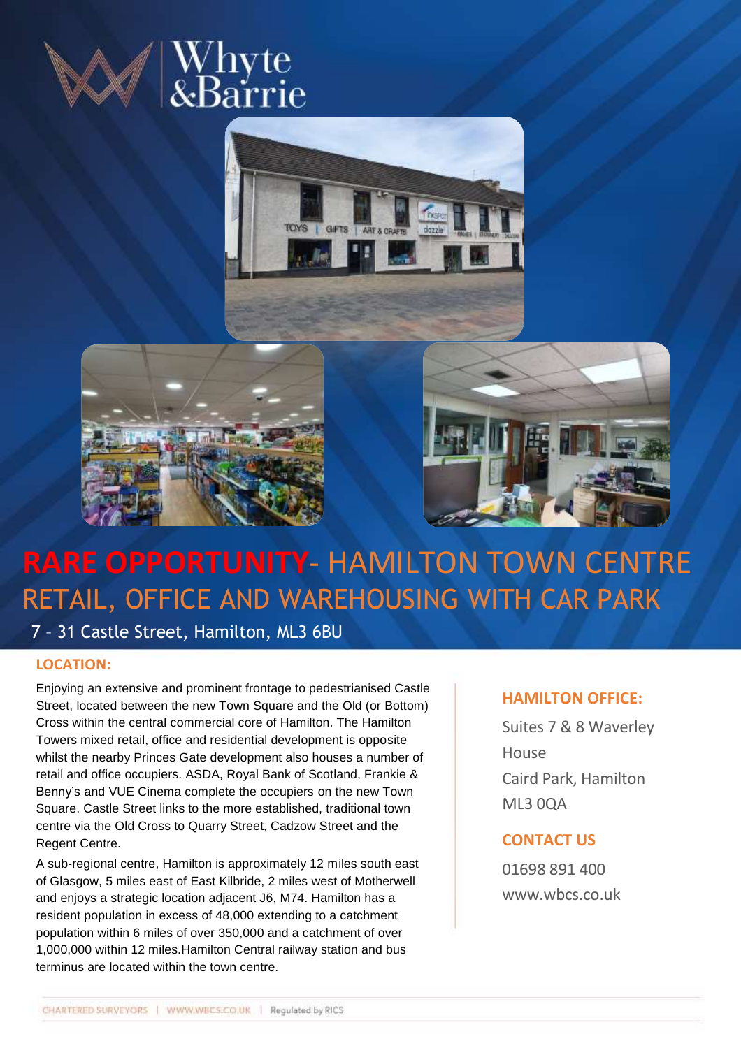Whyte &Barrie

# RARE OPPORTUNITY- HAMILTON TOWN CENTRE RETAIL, OFFICE AND WAREHOUSING WITH CAR PARK

7 – 31 Castle Street, Hamilton, ML3 6BU

## LOCATION:

Enjoying an extensive and prominent frontage to pedestrianised Castle Street, located between the new Town Square and the Old (or Bottom) Cross within the central commercial core of Hamilton. The Hamilton Towers mixed retail, office and residential development is opposite whilst the nearby Princes Gate development also houses a number of retail and office occupiers. ASDA, Royal Bank of Scotland, Frankie & Benny's and VUE Cinema complete the occupiers on the new Town Square. Castle Street links to the more established, traditional town centre via the Old Cross to Quarry Street, Cadzow Street and the Regent Centre.

A sub-regional centre, Hamilton is approximately 12 miles south east of Glasgow, 5 miles east of East Kilbride, 2 miles west of Motherwell and enjoys a strategic location adjacent J6, M74. Hamilton has a resident population in excess of 48,000 extending to a catchment population within 6 miles of over 350,000 and a catchment of over 1,000,000 within 12 miles.Hamilton Central railway station and bus terminus are located within the town centre.

## HAMILTON OFFICE:

Suites 7 & 8 Waverley House
Caird Park, Hamilton
ML3 0QA

## CONTACT US

01698 891 400
www.wbcs.co.uk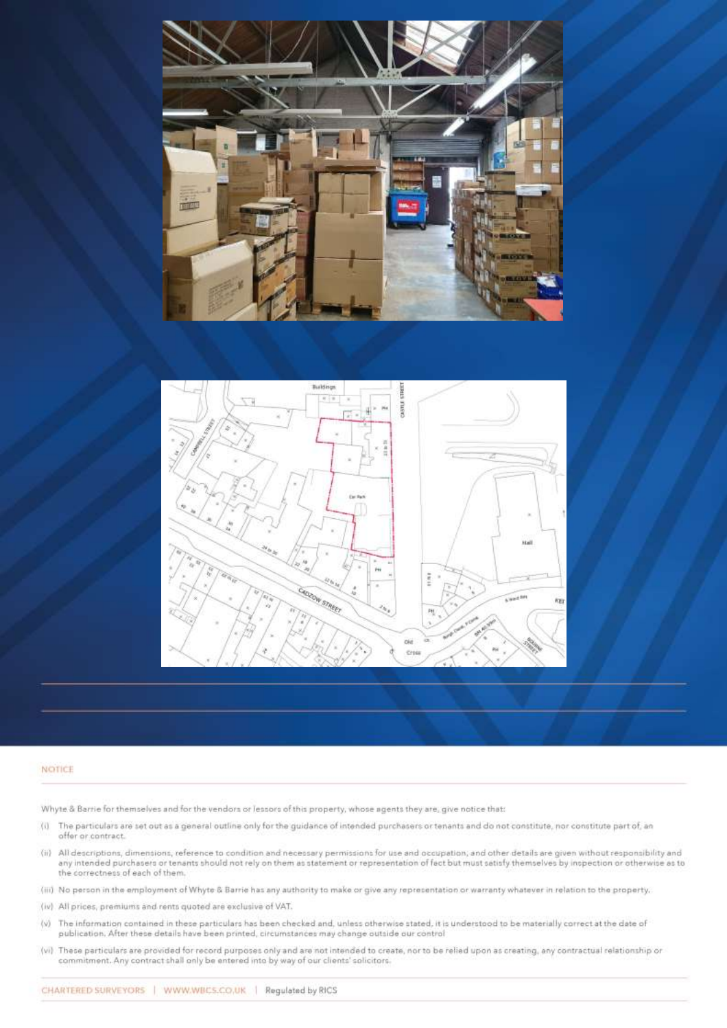## NOTICE

Whyte & Barrie for themselves and for the vendors or lessors of this property, whose agents they are, give notice that:

(i) The particulars are set out as a general outline only for the guidance of intended purchasers or tenants and do not constitute, nor constitute part of, an offer or contract.

(ii) All descriptions, dimensions, reference to condition and necessary permissions for use and occupation, and other details are given without responsibility and any intended purchasers or tenants should not rely on them as statement or representation of fact but must satisfy themselves by inspection or otherwise as to the correctness of each of them.

(iii) No person in the employment of Whyte & Barrie has any authority to make or give any representation or warranty whatever in relation to the property.

(iv) All prices, premiums and rents quoted are exclusive of VAT.

(v) The information contained in these particulars has been checked and, unless otherwise stated, it is understood to be materially correct at the date of publication. After these details have been printed, circumstances may change outside our control

(vi) These particulars are provided for record purposes only and are not intended to create, nor to be relied upon as creating, any contractual relationship or commitment. Any contract shall only be entered into by way of our clients' solicitors.

CHARTERED SURVEYORS | WWW.WBCS.CO.UK | Regulated by RICS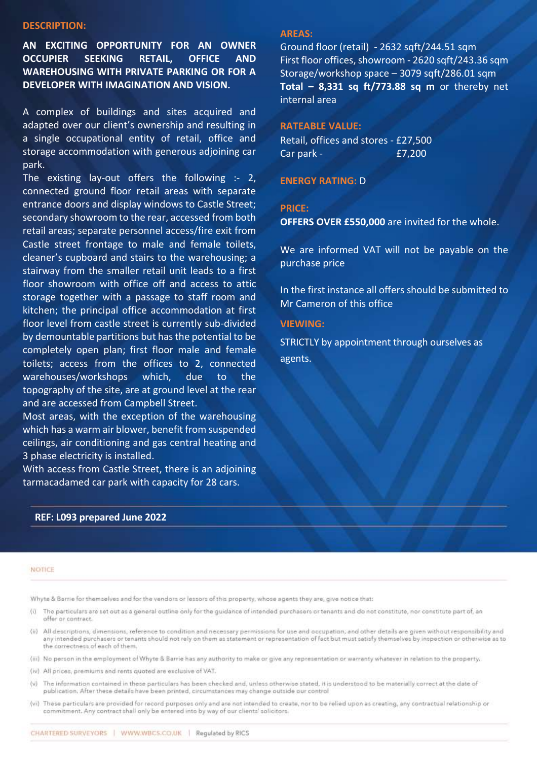## DESCRIPTION:

**AN EXCITING OPPORTUNITY FOR AN OWNER OCCUPIER SEEKING RETAIL, OFFICE AND WAREHOUSING WITH PRIVATE PARKING OR FOR A DEVELOPER WITH IMAGINATION AND VISION.**

A complex of buildings and sites acquired and adapted over our client's ownership and resulting in a single occupational entity of retail, office and storage accommodation with generous adjoining car park.

The existing lay-out offers the following :- 2, connected ground floor retail areas with separate entrance doors and display windows to Castle Street; secondary showroom to the rear, accessed from both retail areas; separate personnel access/fire exit from Castle street frontage to male and female toilets, cleaner's cupboard and stairs to the warehousing; a stairway from the smaller retail unit leads to a first floor showroom with office off and access to attic storage together with a passage to staff room and kitchen; the principal office accommodation at first floor level from castle street is currently sub-divided by demountable partitions but has the potential to be completely open plan; first floor male and female toilets; access from the offices to 2, connected warehouses/workshops which, due to the topography of the site, are at ground level at the rear and are accessed from Campbell Street.

Most areas, with the exception of the warehousing which has a warm air blower, benefit from suspended ceilings, air conditioning and gas central heating and 3 phase electricity is installed.

With access from Castle Street, there is an adjoining tarmacadamed car park with capacity for 28 cars.

## AREAS:

Ground floor (retail) - 2632 sqft/244.51 sqm
First floor offices, showroom - 2620 sqft/243.36 sqm
Storage/workshop space – 3079 sqft/286.01 sqm
**Total – 8,331 sq ft/773.88 sq m** or thereby net internal area

## RATEABLE VALUE:

Retail, offices and stores - £27,500
Car park - £7,200

## ENERGY RATING: D

## PRICE:

**OFFERS OVER £550,000** are invited for the whole.

We are informed VAT will not be payable on the purchase price

In the first instance all offers should be submitted to Mr Cameron of this office

## VIEWING:

STRICTLY by appointment through ourselves as agents.

**REF: L093 prepared June 2022**

NOTICE

Whyte & Barrie for themselves and for the vendors or lessors of this property, whose agents they are, give notice that:

(i) The particulars are set out as a general outline only for the guidance of intended purchasers or tenants and do not constitute, nor constitute part of, an offer or contract.

(ii) All descriptions, dimensions, reference to condition and necessary permissions for use and occupation, and other details are given without responsibility and any intended purchasers or tenants should not rely on them as statement or representation of fact but must satisfy themselves by inspection or otherwise as to the correctness of each of them.

(iii) No person in the employment of Whyte & Barrie has any authority to make or give any representation or warranty whatever in relation to the property.

(iv) All prices, premiums and rents quoted are exclusive of VAT.

(v) The information contained in these particulars has been checked and, unless otherwise stated, it is understood to be materially correct at the date of publication. After these details have been printed, circumstances may change outside our control

(vi) These particulars are provided for record purposes only and are not intended to create, nor to be relied upon as creating, any contractual relationship or commitment. Any contract shall only be entered into by way of our clients' solicitors.

CHARTERED SURVEYORS | WWW.WBCS.CO.UK | Regulated by RICS